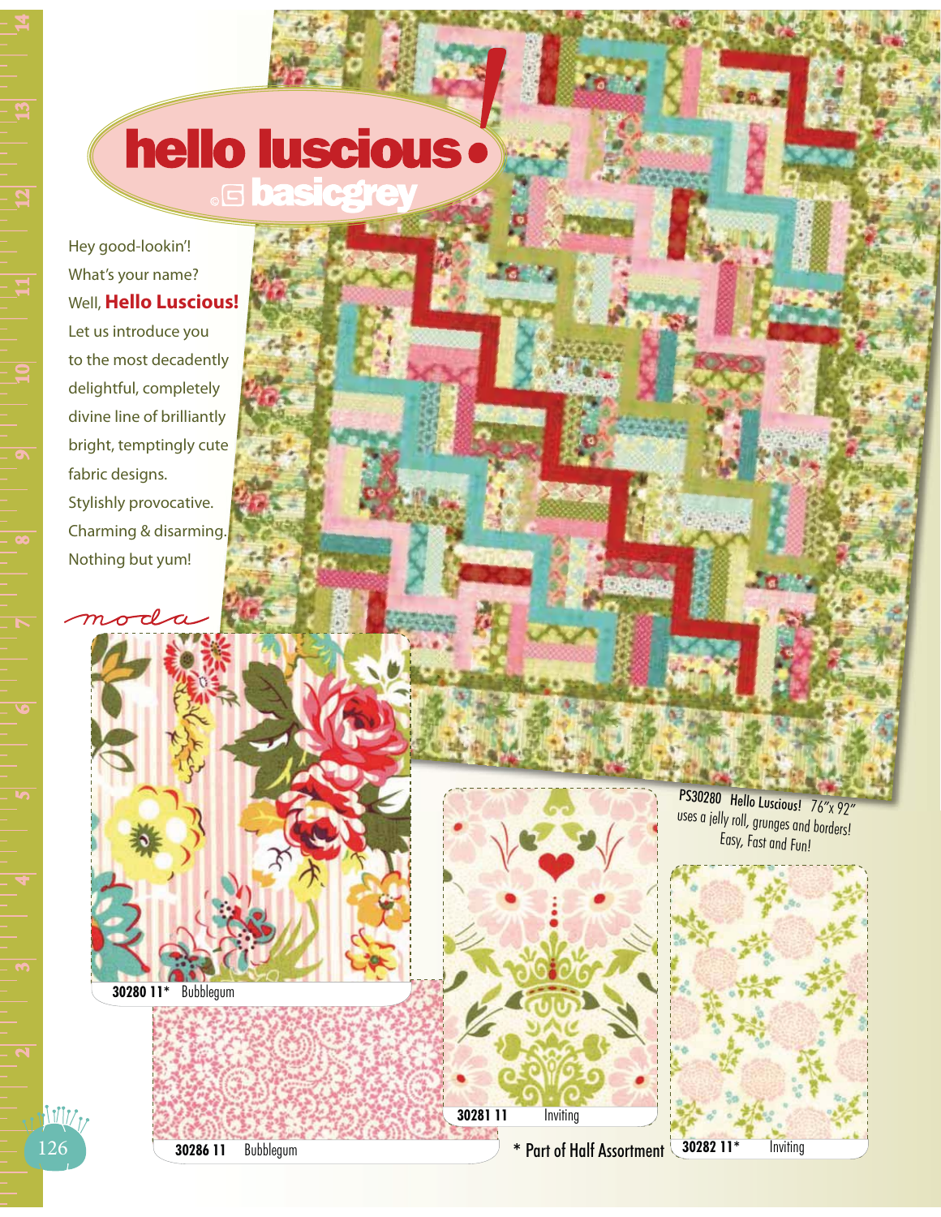# hello luscious!

basicgrey

Hey good-lookin'!
What's your name?
Well, **Hello Luscious!**
Let us introduce you
to the most decadently
delightful, completely
divine line of brilliantly
bright, temptingly cute
fabric designs.
Stylishly provocative.
Charming & disarming.
Nothing but yum!

moda

PS30280 Hello Luscious! 76"x 92"
uses a jelly roll, grunges and borders!
Easy, Fast and Fun!

**30280 11*** Bubblegum

**30286 11** Bubblegum

**30281 11** Inviting

**30282 11*** Inviting

* Part of Half Assortment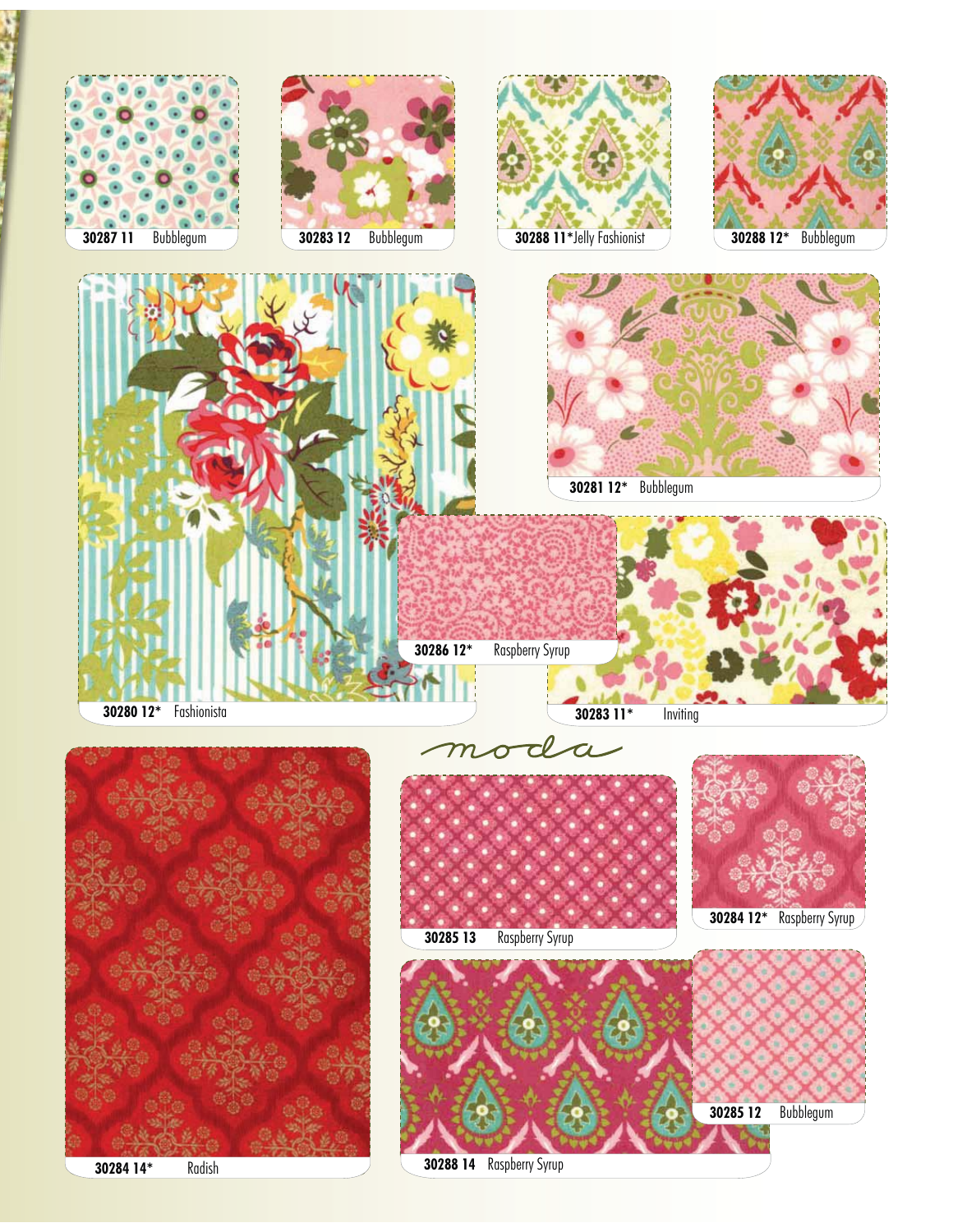30287 11 Bubblegum

30283 12 Bubblegum

30288 11* Jelly Fashionist

30288 12* Bubblegum

30281 12* Bubblegum

30280 12* Fashionista

30286 12* Raspberry Syrup

30283 11* Inviting

moda

30285 13 Raspberry Syrup

30284 12* Raspberry Syrup

30285 12 Bubblegum

30284 14* Radish

30288 14 Raspberry Syrup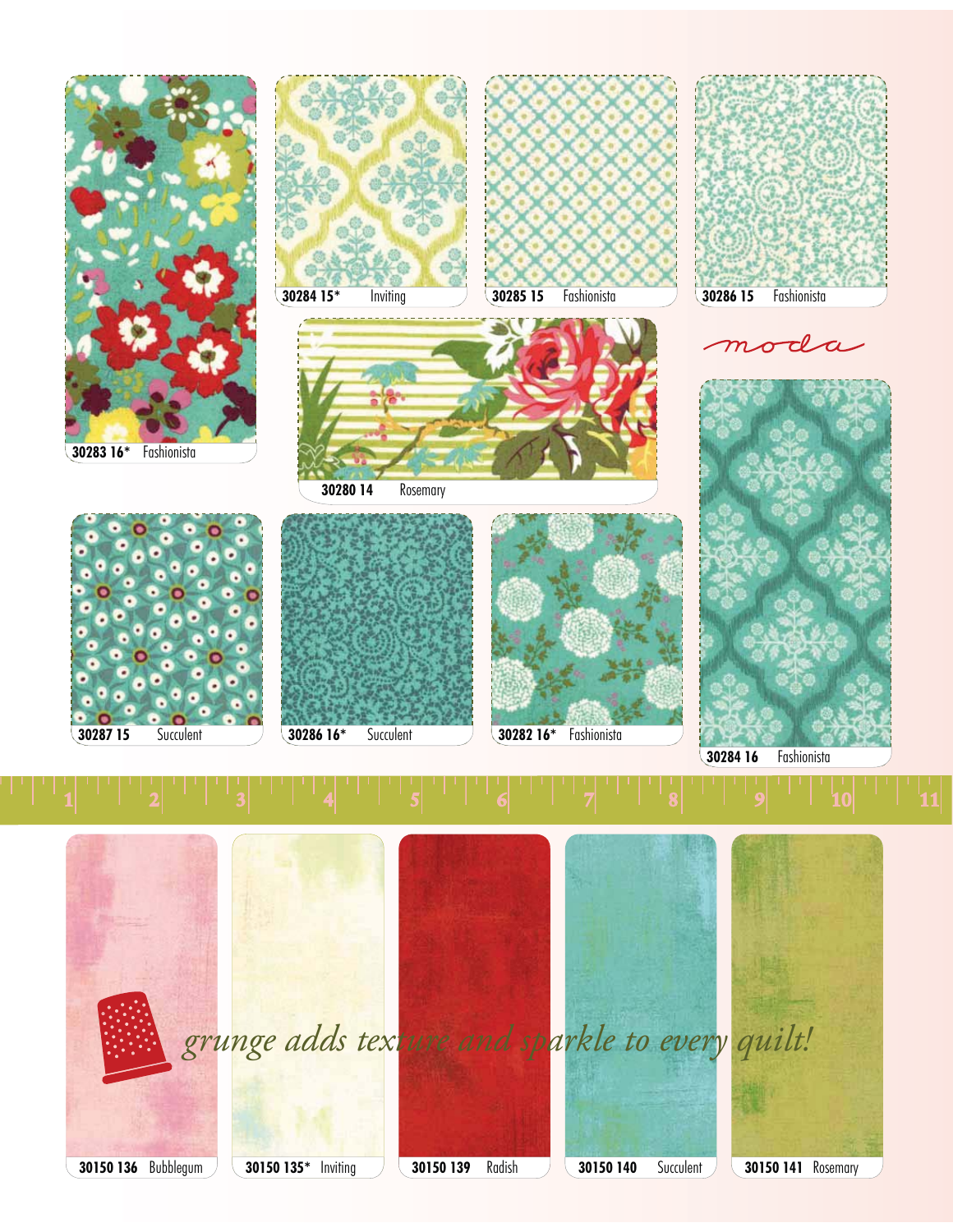30283 16* Fashionista

30284 15* Inviting

30285 15 Fashionista

30286 15 Fashionista

moda

30280 14 Rosemary

30287 15 Succulent

30286 16* Succulent

30282 16* Fashionista

30284 16 Fashionista

*grunge adds texture and sparkle to every quilt!*

30150 136 Bubblegum

30150 135* Inviting

30150 139 Radish

30150 140 Succulent

30150 141 Rosemary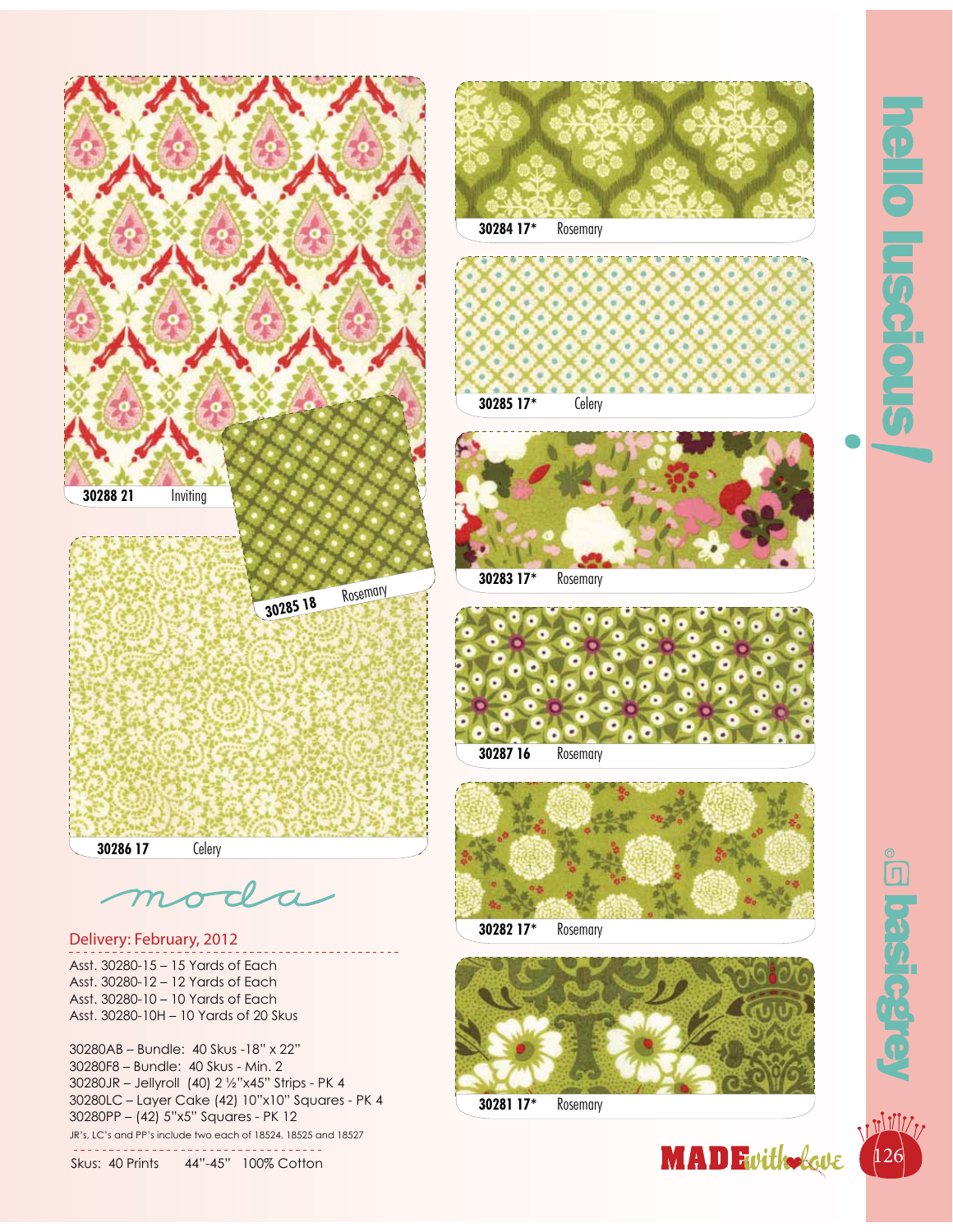# hello luscious!

basicgrey

30288 21 Inviting

30285 18 Rosemary

30286 17 Celery

30284 17* Rosemary

30285 17* Celery

30283 17* Rosemary

30287 16 Rosemary

30282 17* Rosemary

30281 17* Rosemary

moda

Delivery: February, 2012

Asst. 30280-15 – 15 Yards of Each
Asst. 30280-12 – 12 Yards of Each
Asst. 30280-10 – 10 Yards of Each
Asst. 30280-10H – 10 Yards of 20 Skus

30280AB – Bundle: 40 Skus -18" x 22"
30280F8 – Bundle: 40 Skus - Min. 2
30280JR – Jellyroll (40) 2 ½"x45" Strips - PK 4
30280LC – Layer Cake (42) 10"x10" Squares - PK 4
30280PP – (42) 5"x5" Squares - PK 12
JR's, LC's and PP's include two each of 18524, 18525 and 18527

Skus: 40 Prints 44"-45" 100% Cotton

MADE with love